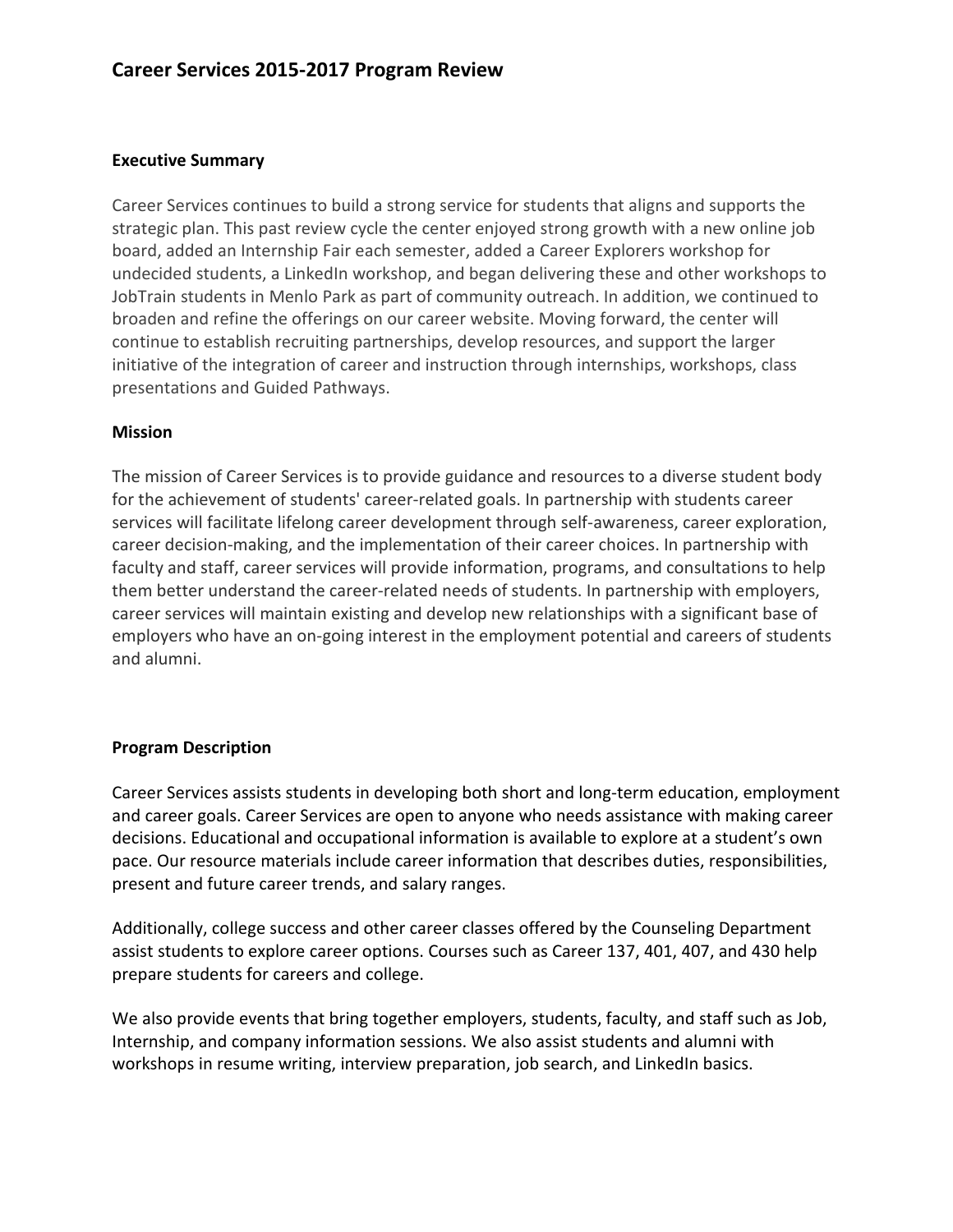# Career Services 2015-2017 Program Review

**Executive Summary**

Career Services continues to build a strong service for students that aligns and supports the strategic plan. This past review cycle the center enjoyed strong growth with a new online job board, added an Internship Fair each semester, added a Career Explorers workshop for undecided students, a LinkedIn workshop, and began delivering these and other workshops to JobTrain students in Menlo Park as part of community outreach. In addition, we continued to broaden and refine the offerings on our career website. Moving forward, the center will continue to establish recruiting partnerships, develop resources, and support the larger initiative of the integration of career and instruction through internships, workshops, class presentations and Guided Pathways.

**Mission**

The mission of Career Services is to provide guidance and resources to a diverse student body for the achievement of students' career-related goals. In partnership with students career services will facilitate lifelong career development through self-awareness, career exploration, career decision-making, and the implementation of their career choices. In partnership with faculty and staff, career services will provide information, programs, and consultations to help them better understand the career-related needs of students. In partnership with employers, career services will maintain existing and develop new relationships with a significant base of employers who have an on-going interest in the employment potential and careers of students and alumni.

**Program Description**

Career Services assists students in developing both short and long-term education, employment and career goals. Career Services are open to anyone who needs assistance with making career decisions. Educational and occupational information is available to explore at a student's own pace. Our resource materials include career information that describes duties, responsibilities, present and future career trends, and salary ranges.

Additionally, college success and other career classes offered by the Counseling Department assist students to explore career options. Courses such as Career 137, 401, 407, and 430 help prepare students for careers and college.

We also provide events that bring together employers, students, faculty, and staff such as Job, Internship, and company information sessions. We also assist students and alumni with workshops in resume writing, interview preparation, job search, and LinkedIn basics.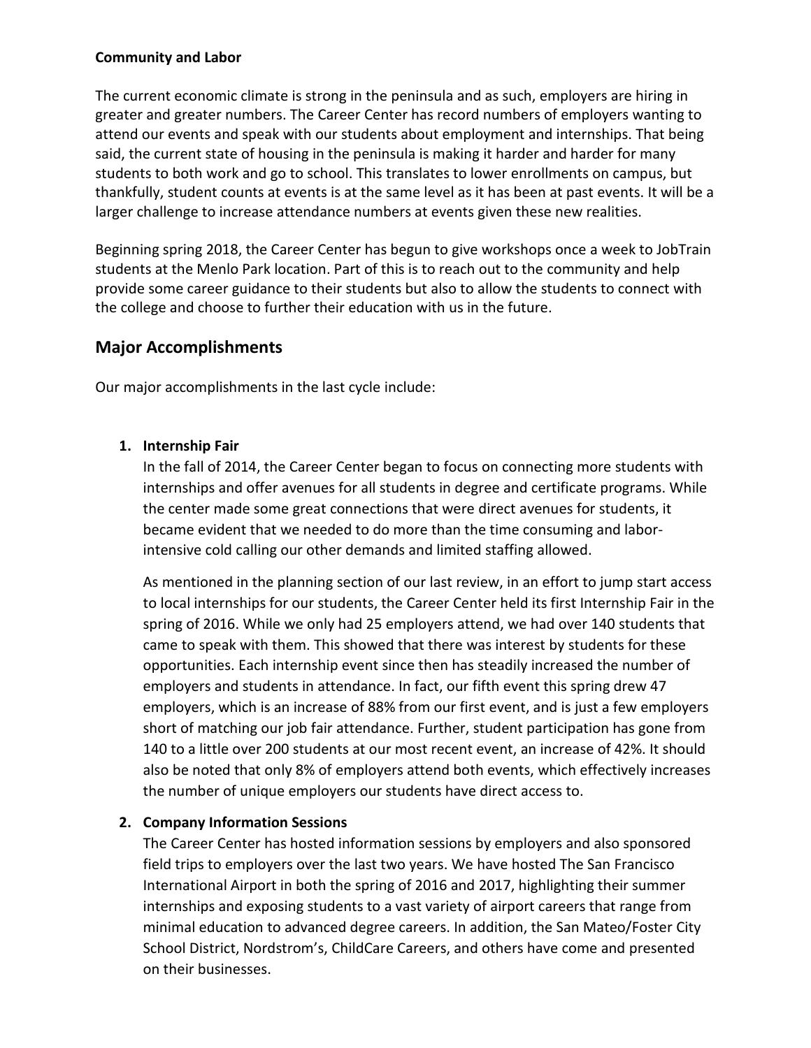**Community and Labor**

The current economic climate is strong in the peninsula and as such, employers are hiring in greater and greater numbers. The Career Center has record numbers of employers wanting to attend our events and speak with our students about employment and internships. That being said, the current state of housing in the peninsula is making it harder and harder for many students to both work and go to school. This translates to lower enrollments on campus, but thankfully, student counts at events is at the same level as it has been at past events. It will be a larger challenge to increase attendance numbers at events given these new realities.

Beginning spring 2018, the Career Center has begun to give workshops once a week to JobTrain students at the Menlo Park location. Part of this is to reach out to the community and help provide some career guidance to their students but also to allow the students to connect with the college and choose to further their education with us in the future.

## Major Accomplishments

Our major accomplishments in the last cycle include:

1. **Internship Fair**
   In the fall of 2014, the Career Center began to focus on connecting more students with internships and offer avenues for all students in degree and certificate programs. While the center made some great connections that were direct avenues for students, it became evident that we needed to do more than the time consuming and labor-intensive cold calling our other demands and limited staffing allowed.

   As mentioned in the planning section of our last review, in an effort to jump start access to local internships for our students, the Career Center held its first Internship Fair in the spring of 2016. While we only had 25 employers attend, we had over 140 students that came to speak with them. This showed that there was interest by students for these opportunities. Each internship event since then has steadily increased the number of employers and students in attendance. In fact, our fifth event this spring drew 47 employers, which is an increase of 88% from our first event, and is just a few employers short of matching our job fair attendance. Further, student participation has gone from 140 to a little over 200 students at our most recent event, an increase of 42%. It should also be noted that only 8% of employers attend both events, which effectively increases the number of unique employers our students have direct access to.

2. **Company Information Sessions**
   The Career Center has hosted information sessions by employers and also sponsored field trips to employers over the last two years. We have hosted The San Francisco International Airport in both the spring of 2016 and 2017, highlighting their summer internships and exposing students to a vast variety of airport careers that range from minimal education to advanced degree careers. In addition, the San Mateo/Foster City School District, Nordstrom's, ChildCare Careers, and others have come and presented on their businesses.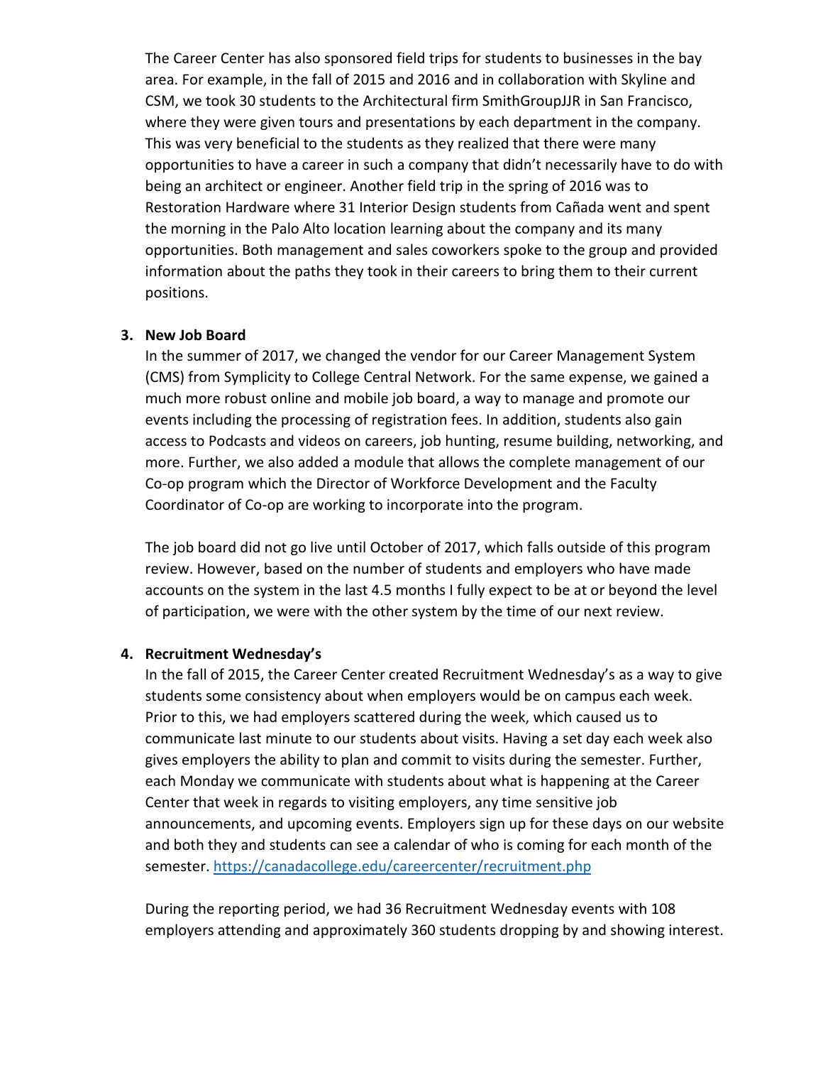The Career Center has also sponsored field trips for students to businesses in the bay area. For example, in the fall of 2015 and 2016 and in collaboration with Skyline and CSM, we took 30 students to the Architectural firm SmithGroupJJR in San Francisco, where they were given tours and presentations by each department in the company. This was very beneficial to the students as they realized that there were many opportunities to have a career in such a company that didn't necessarily have to do with being an architect or engineer. Another field trip in the spring of 2016 was to Restoration Hardware where 31 Interior Design students from Cañada went and spent the morning in the Palo Alto location learning about the company and its many opportunities. Both management and sales coworkers spoke to the group and provided information about the paths they took in their careers to bring them to their current positions.

3. **New Job Board**

   In the summer of 2017, we changed the vendor for our Career Management System (CMS) from Symplicity to College Central Network. For the same expense, we gained a much more robust online and mobile job board, a way to manage and promote our events including the processing of registration fees. In addition, students also gain access to Podcasts and videos on careers, job hunting, resume building, networking, and more. Further, we also added a module that allows the complete management of our Co-op program which the Director of Workforce Development and the Faculty Coordinator of Co-op are working to incorporate into the program.

   The job board did not go live until October of 2017, which falls outside of this program review. However, based on the number of students and employers who have made accounts on the system in the last 4.5 months I fully expect to be at or beyond the level of participation, we were with the other system by the time of our next review.

4. **Recruitment Wednesday's**

   In the fall of 2015, the Career Center created Recruitment Wednesday's as a way to give students some consistency about when employers would be on campus each week. Prior to this, we had employers scattered during the week, which caused us to communicate last minute to our students about visits. Having a set day each week also gives employers the ability to plan and commit to visits during the semester. Further, each Monday we communicate with students about what is happening at the Career Center that week in regards to visiting employers, any time sensitive job announcements, and upcoming events. Employers sign up for these days on our website and both they and students can see a calendar of who is coming for each month of the semester. https://canadacollege.edu/careercenter/recruitment.php

   During the reporting period, we had 36 Recruitment Wednesday events with 108 employers attending and approximately 360 students dropping by and showing interest.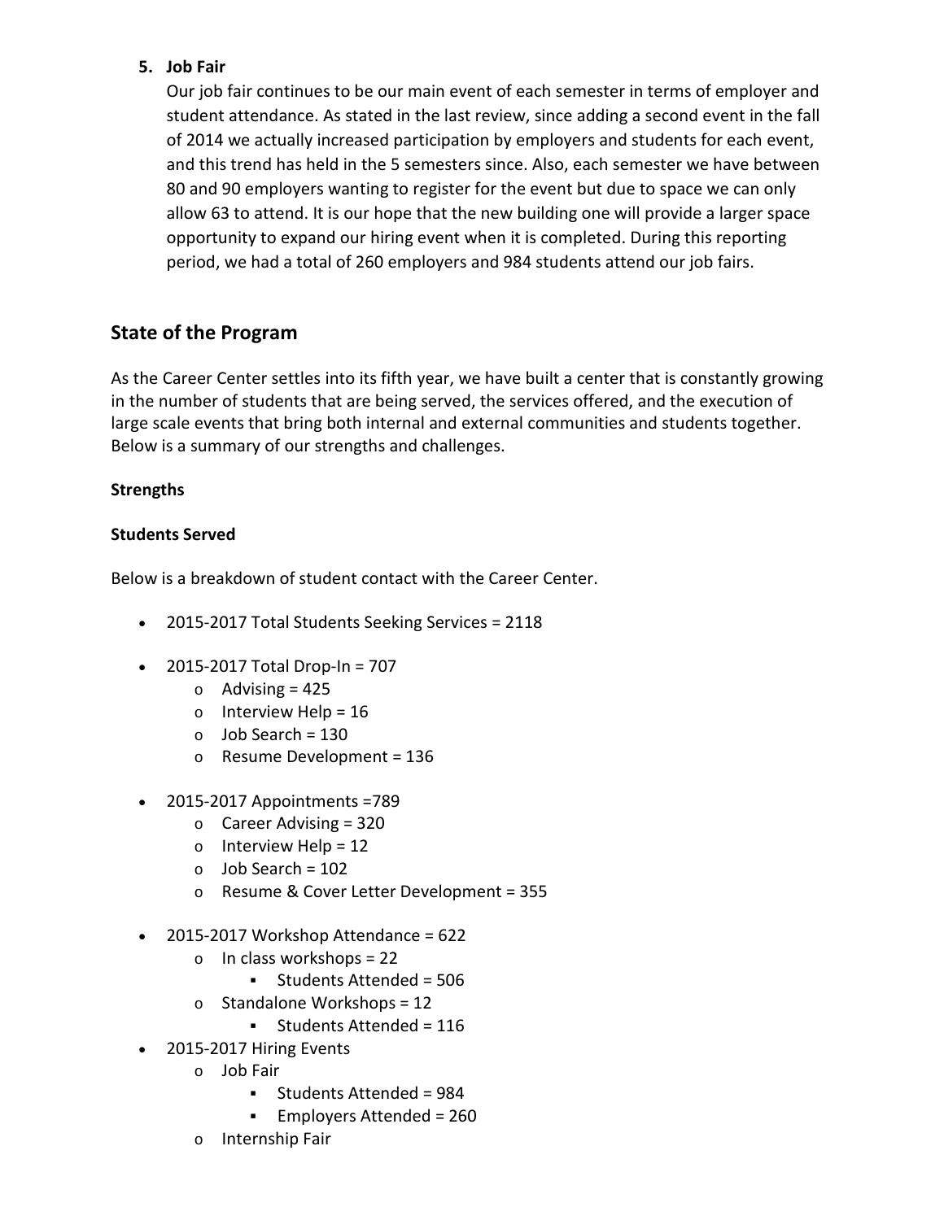5. **Job Fair**

   Our job fair continues to be our main event of each semester in terms of employer and student attendance. As stated in the last review, since adding a second event in the fall of 2014 we actually increased participation by employers and students for each event, and this trend has held in the 5 semesters since. Also, each semester we have between 80 and 90 employers wanting to register for the event but due to space we can only allow 63 to attend. It is our hope that the new building one will provide a larger space opportunity to expand our hiring event when it is completed. During this reporting period, we had a total of 260 employers and 984 students attend our job fairs.

## State of the Program

As the Career Center settles into its fifth year, we have built a center that is constantly growing in the number of students that are being served, the services offered, and the execution of large scale events that bring both internal and external communities and students together. Below is a summary of our strengths and challenges.

**Strengths**

**Students Served**

Below is a breakdown of student contact with the Career Center.

- 2015-2017 Total Students Seeking Services = 2118
- 2015-2017 Total Drop-In = 707
  - Advising = 425
  - Interview Help = 16
  - Job Search = 130
  - Resume Development = 136
- 2015-2017 Appointments =789
  - Career Advising = 320
  - Interview Help = 12
  - Job Search = 102
  - Resume & Cover Letter Development = 355
- 2015-2017 Workshop Attendance = 622
  - In class workshops = 22
    - Students Attended = 506
  - Standalone Workshops = 12
    - Students Attended = 116
- 2015-2017 Hiring Events
  - Job Fair
    - Students Attended = 984
    - Employers Attended = 260
  - Internship Fair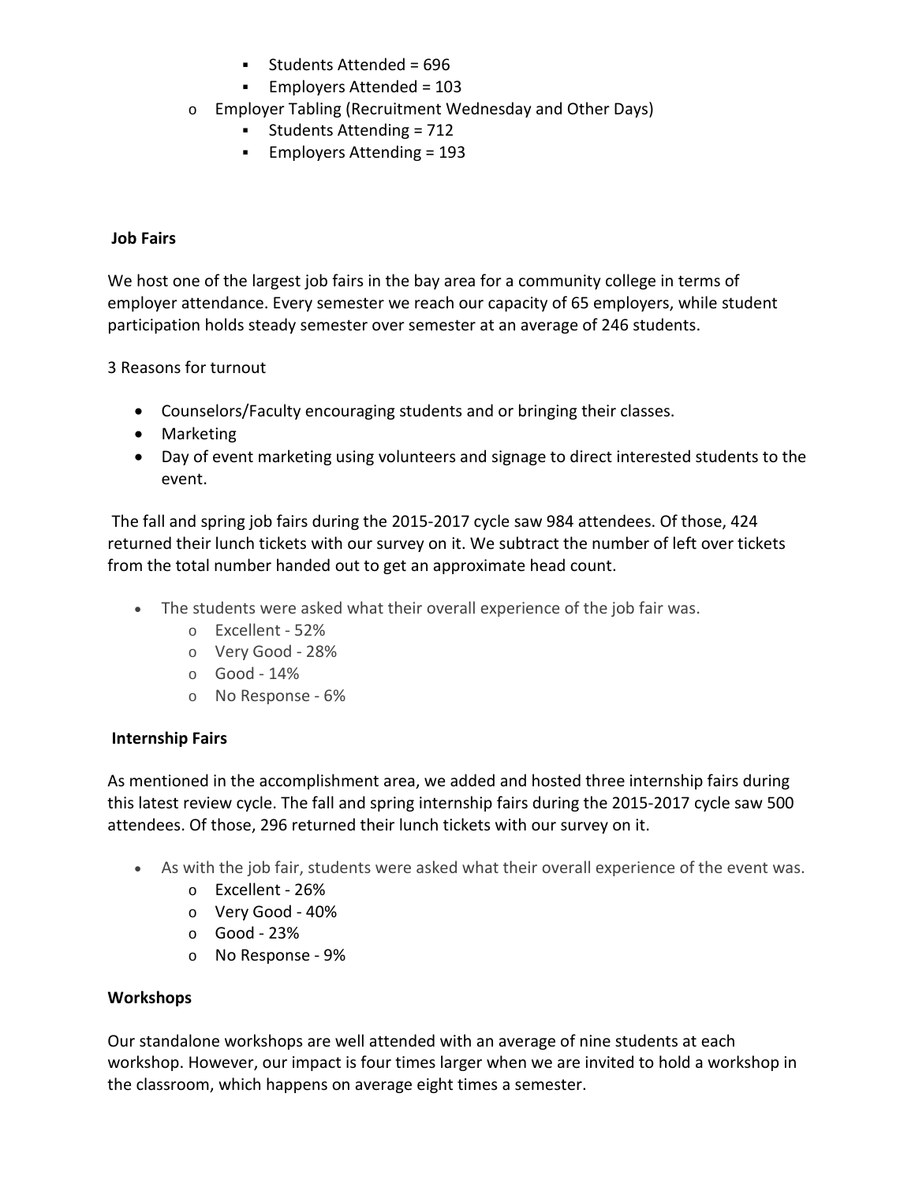- Students Attended = 696
        - Employers Attended = 103
    - Employer Tabling (Recruitment Wednesday and Other Days)
        - Students Attending = 712
        - Employers Attending = 193

**Job Fairs**

We host one of the largest job fairs in the bay area for a community college in terms of employer attendance. Every semester we reach our capacity of 65 employers, while student participation holds steady semester over semester at an average of 246 students.

3 Reasons for turnout

- Counselors/Faculty encouraging students and or bringing their classes.
- Marketing
- Day of event marketing using volunteers and signage to direct interested students to the event.

The fall and spring job fairs during the 2015-2017 cycle saw 984 attendees. Of those, 424 returned their lunch tickets with our survey on it. We subtract the number of left over tickets from the total number handed out to get an approximate head count.

- The students were asked what their overall experience of the job fair was.
    - Excellent - 52%
    - Very Good - 28%
    - Good - 14%
    - No Response - 6%

**Internship Fairs**

As mentioned in the accomplishment area, we added and hosted three internship fairs during this latest review cycle. The fall and spring internship fairs during the 2015-2017 cycle saw 500 attendees. Of those, 296 returned their lunch tickets with our survey on it.

- As with the job fair, students were asked what their overall experience of the event was.
    - Excellent - 26%
    - Very Good - 40%
    - Good - 23%
    - No Response - 9%

**Workshops**

Our standalone workshops are well attended with an average of nine students at each workshop. However, our impact is four times larger when we are invited to hold a workshop in the classroom, which happens on average eight times a semester.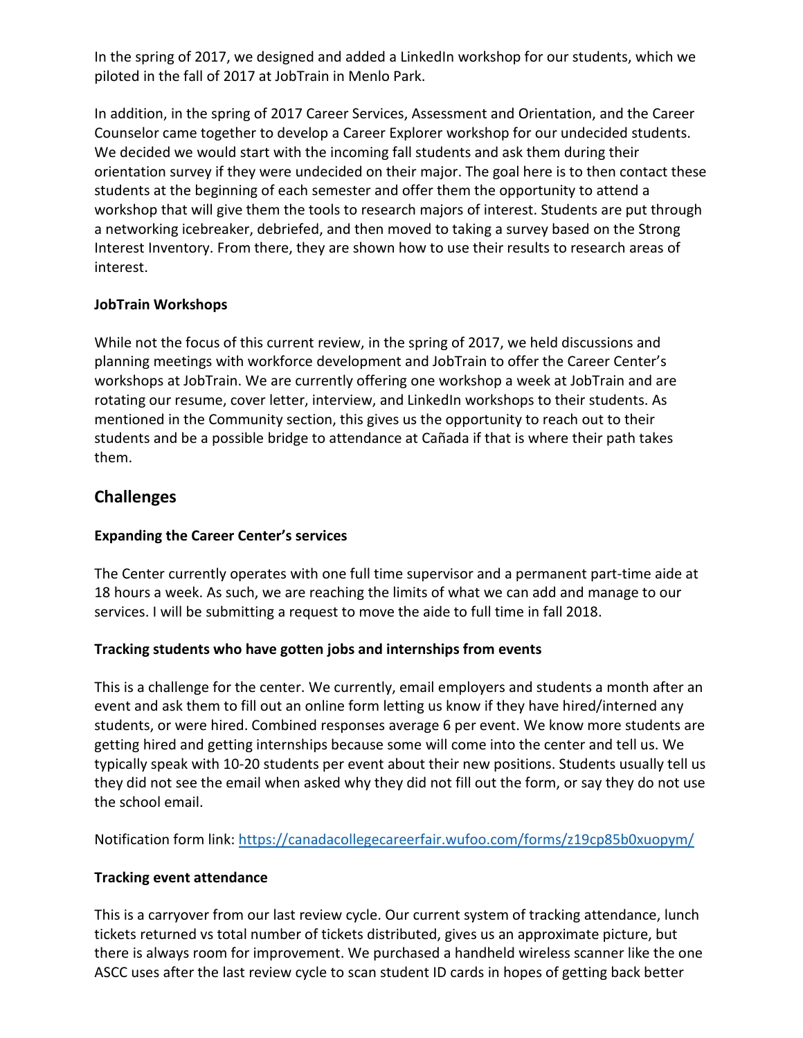In the spring of 2017, we designed and added a LinkedIn workshop for our students, which we piloted in the fall of 2017 at JobTrain in Menlo Park.

In addition, in the spring of 2017 Career Services, Assessment and Orientation, and the Career Counselor came together to develop a Career Explorer workshop for our undecided students. We decided we would start with the incoming fall students and ask them during their orientation survey if they were undecided on their major. The goal here is to then contact these students at the beginning of each semester and offer them the opportunity to attend a workshop that will give them the tools to research majors of interest. Students are put through a networking icebreaker, debriefed, and then moved to taking a survey based on the Strong Interest Inventory. From there, they are shown how to use their results to research areas of interest.

**JobTrain Workshops**

While not the focus of this current review, in the spring of 2017, we held discussions and planning meetings with workforce development and JobTrain to offer the Career Center's workshops at JobTrain. We are currently offering one workshop a week at JobTrain and are rotating our resume, cover letter, interview, and LinkedIn workshops to their students. As mentioned in the Community section, this gives us the opportunity to reach out to their students and be a possible bridge to attendance at Cañada if that is where their path takes them.

## Challenges

**Expanding the Career Center's services**

The Center currently operates with one full time supervisor and a permanent part-time aide at 18 hours a week. As such, we are reaching the limits of what we can add and manage to our services. I will be submitting a request to move the aide to full time in fall 2018.

**Tracking students who have gotten jobs and internships from events**

This is a challenge for the center. We currently, email employers and students a month after an event and ask them to fill out an online form letting us know if they have hired/interned any students, or were hired. Combined responses average 6 per event. We know more students are getting hired and getting internships because some will come into the center and tell us. We typically speak with 10-20 students per event about their new positions. Students usually tell us they did not see the email when asked why they did not fill out the form, or say they do not use the school email.

Notification form link: https://canadacollegecareerfair.wufoo.com/forms/z19cp85b0xuopym/

**Tracking event attendance**

This is a carryover from our last review cycle. Our current system of tracking attendance, lunch tickets returned vs total number of tickets distributed, gives us an approximate picture, but there is always room for improvement. We purchased a handheld wireless scanner like the one ASCC uses after the last review cycle to scan student ID cards in hopes of getting back better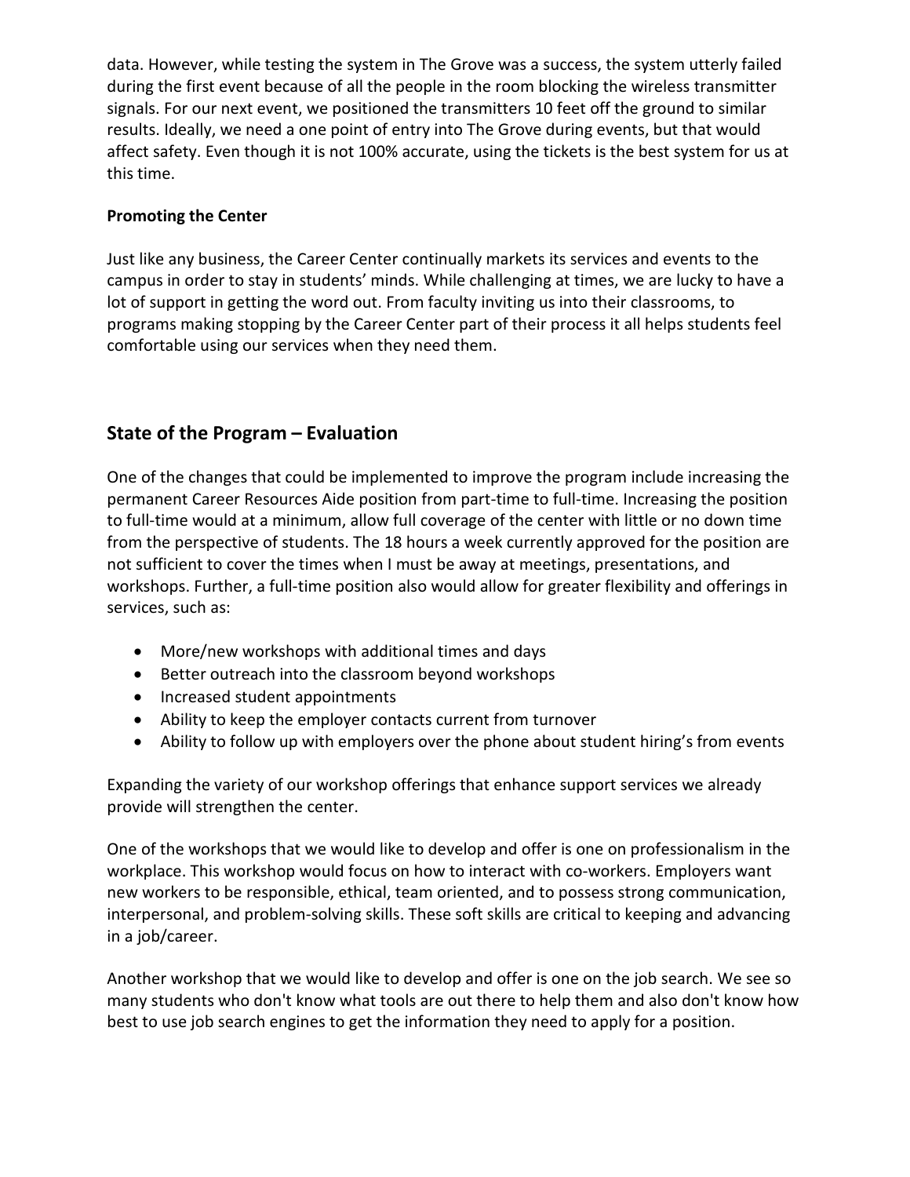data. However, while testing the system in The Grove was a success, the system utterly failed during the first event because of all the people in the room blocking the wireless transmitter signals. For our next event, we positioned the transmitters 10 feet off the ground to similar results. Ideally, we need a one point of entry into The Grove during events, but that would affect safety. Even though it is not 100% accurate, using the tickets is the best system for us at this time.

**Promoting the Center**

Just like any business, the Career Center continually markets its services and events to the campus in order to stay in students' minds. While challenging at times, we are lucky to have a lot of support in getting the word out. From faculty inviting us into their classrooms, to programs making stopping by the Career Center part of their process it all helps students feel comfortable using our services when they need them.

## State of the Program – Evaluation

One of the changes that could be implemented to improve the program include increasing the permanent Career Resources Aide position from part-time to full-time. Increasing the position to full-time would at a minimum, allow full coverage of the center with little or no down time from the perspective of students. The 18 hours a week currently approved for the position are not sufficient to cover the times when I must be away at meetings, presentations, and workshops. Further, a full-time position also would allow for greater flexibility and offerings in services, such as:

- More/new workshops with additional times and days
- Better outreach into the classroom beyond workshops
- Increased student appointments
- Ability to keep the employer contacts current from turnover
- Ability to follow up with employers over the phone about student hiring's from events

Expanding the variety of our workshop offerings that enhance support services we already provide will strengthen the center.

One of the workshops that we would like to develop and offer is one on professionalism in the workplace. This workshop would focus on how to interact with co-workers. Employers want new workers to be responsible, ethical, team oriented, and to possess strong communication, interpersonal, and problem-solving skills. These soft skills are critical to keeping and advancing in a job/career.

Another workshop that we would like to develop and offer is one on the job search. We see so many students who don't know what tools are out there to help them and also don't know how best to use job search engines to get the information they need to apply for a position.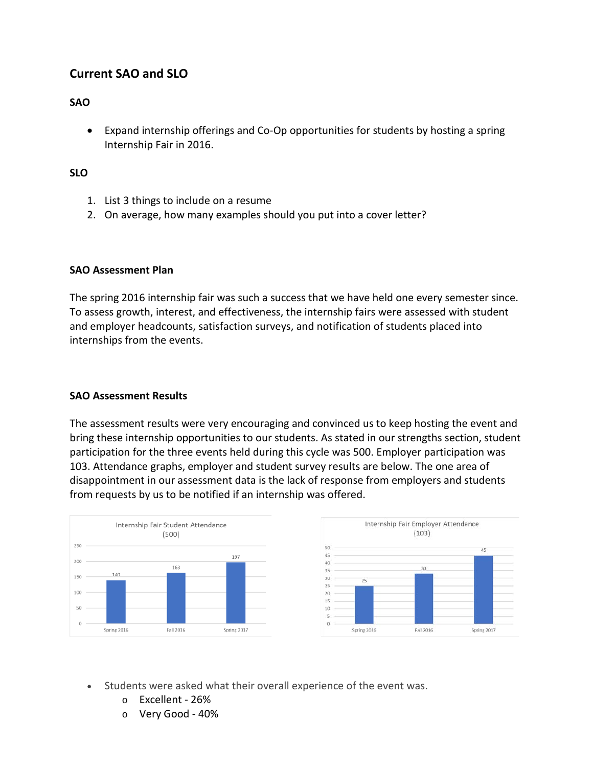## Current SAO and SLO

### SAO

- Expand internship offerings and Co-Op opportunities for students by hosting a spring Internship Fair in 2016.

### SLO

1. List 3 things to include on a resume
2. On average, how many examples should you put into a cover letter?

### SAO Assessment Plan

The spring 2016 internship fair was such a success that we have held one every semester since. To assess growth, interest, and effectiveness, the internship fairs were assessed with student and employer headcounts, satisfaction surveys, and notification of students placed into internships from the events.

### SAO Assessment Results

The assessment results were very encouraging and convinced us to keep hosting the event and bring these internship opportunities to our students. As stated in our strengths section, student participation for the three events held during this cycle was 500. Employer participation was 103. Attendance graphs, employer and student survey results are below. The one area of disappointment in our assessment data is the lack of response from employers and students from requests by us to be notified if an internship was offered.

Internship Fair Student Attendance (500)

| Spring 2016 | Fall 2016 | Spring 2017 |
|---|---|---|
| 140 | 163 | 197 |

Internship Fair Employer Attendance (103)

| Spring 2016 | Fall 2016 | Spring 2017 |
|---|---|---|
| 25 | 33 | 45 |

- Students were asked what their overall experience of the event was.
  - Excellent - 26%
  - Very Good - 40%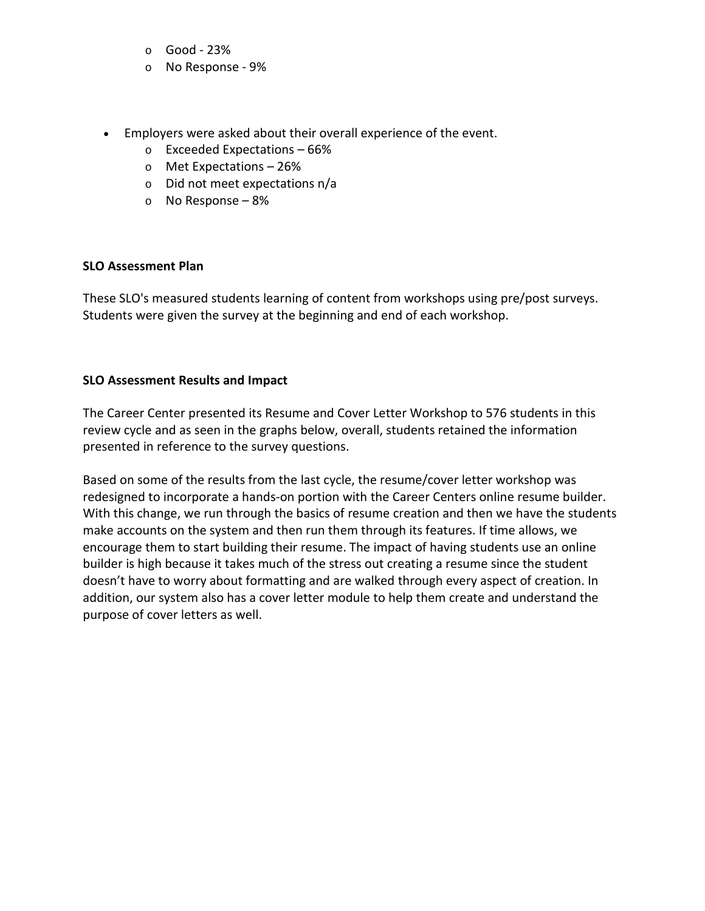- Good - 23%
  - No Response - 9%

- Employers were asked about their overall experience of the event.
  - Exceeded Expectations – 66%
  - Met Expectations – 26%
  - Did not meet expectations n/a
  - No Response – 8%

**SLO Assessment Plan**

These SLO's measured students learning of content from workshops using pre/post surveys. Students were given the survey at the beginning and end of each workshop.

**SLO Assessment Results and Impact**

The Career Center presented its Resume and Cover Letter Workshop to 576 students in this review cycle and as seen in the graphs below, overall, students retained the information presented in reference to the survey questions.

Based on some of the results from the last cycle, the resume/cover letter workshop was redesigned to incorporate a hands-on portion with the Career Centers online resume builder. With this change, we run through the basics of resume creation and then we have the students make accounts on the system and then run them through its features. If time allows, we encourage them to start building their resume. The impact of having students use an online builder is high because it takes much of the stress out creating a resume since the student doesn't have to worry about formatting and are walked through every aspect of creation. In addition, our system also has a cover letter module to help them create and understand the purpose of cover letters as well.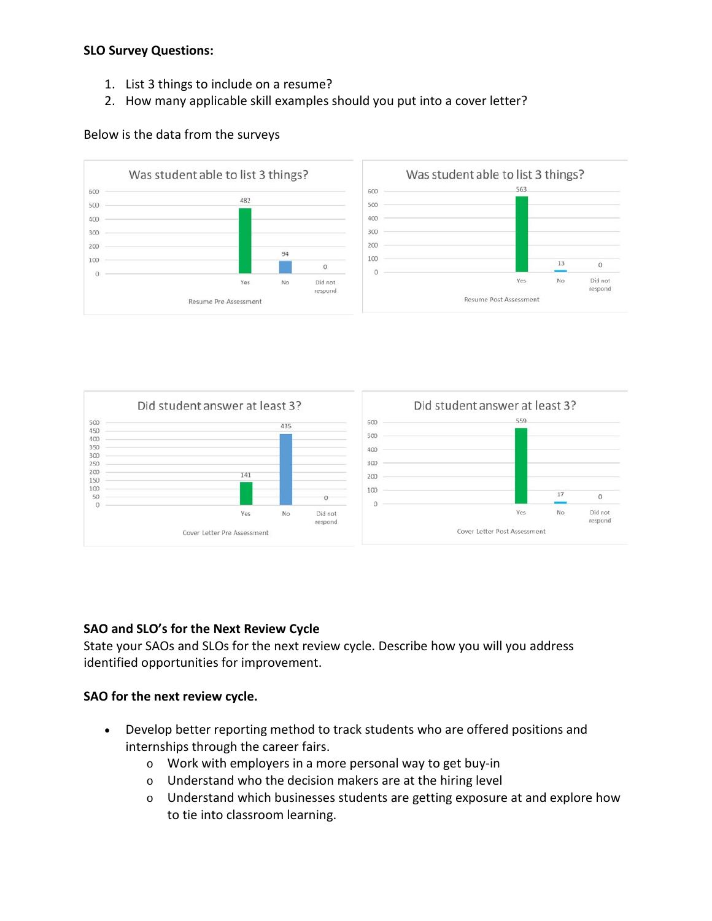**SLO Survey Questions:**

1. List 3 things to include on a resume?
2. How many applicable skill examples should you put into a cover letter?

Below is the data from the surveys

**Was student able to list 3 things?** (Resume Pre Assessment)

| Yes | No | Did not respond |
|---|---|---|
| 482 | 94 | 0 |

**Was student able to list 3 things?** (Resume Post Assessment)

| Yes | No | Did not respond |
|---|---|---|
| 563 | 13 | 0 |

**Did student answer at least 3?** (Cover Letter Pre Assessment)

| Yes | No | Did not respond |
|---|---|---|
| 141 | 435 | 0 |

**Did student answer at least 3?** (Cover Letter Post Assessment)

| Yes | No | Did not respond |
|---|---|---|
| 559 | 17 | 0 |

**SAO and SLO's for the Next Review Cycle**

State your SAOs and SLOs for the next review cycle. Describe how you will you address identified opportunities for improvement.

**SAO for the next review cycle.**

- Develop better reporting method to track students who are offered positions and internships through the career fairs.
  - Work with employers in a more personal way to get buy-in
  - Understand who the decision makers are at the hiring level
  - Understand which businesses students are getting exposure at and explore how to tie into classroom learning.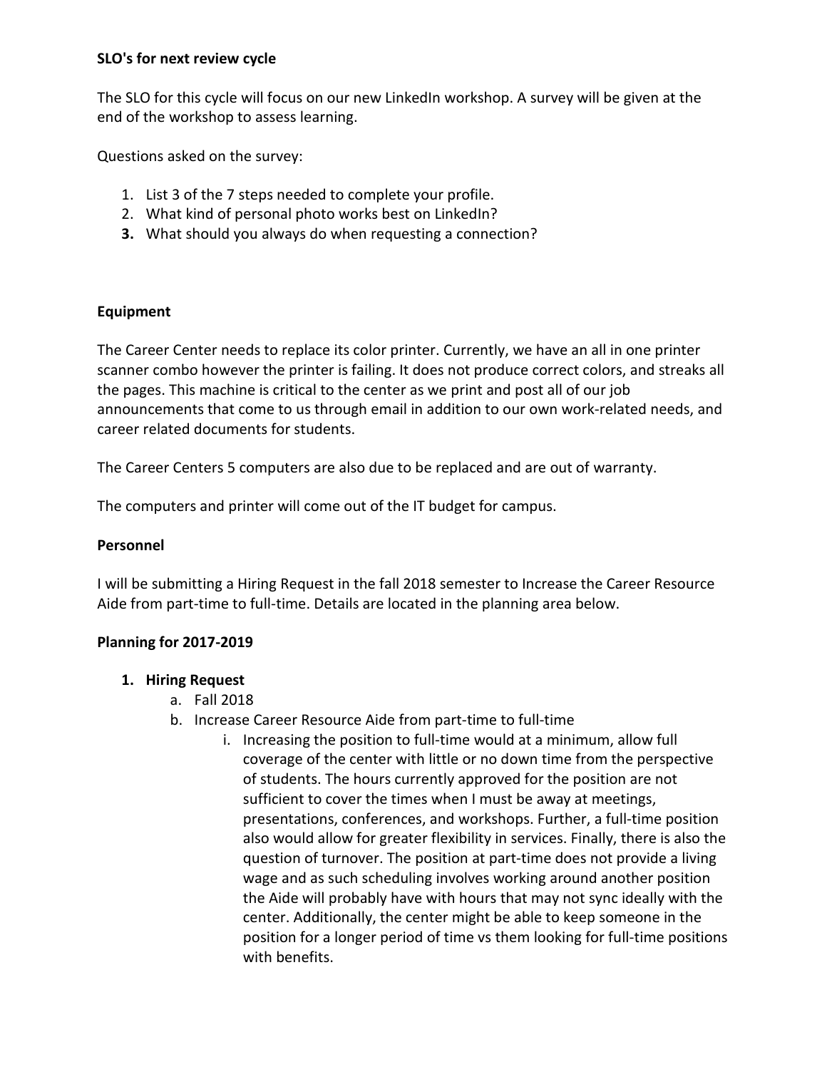**SLO's for next review cycle**

The SLO for this cycle will focus on our new LinkedIn workshop. A survey will be given at the end of the workshop to assess learning.

Questions asked on the survey:

1. List 3 of the 7 steps needed to complete your profile.
2. What kind of personal photo works best on LinkedIn?
3. What should you always do when requesting a connection?

**Equipment**

The Career Center needs to replace its color printer. Currently, we have an all in one printer scanner combo however the printer is failing. It does not produce correct colors, and streaks all the pages. This machine is critical to the center as we print and post all of our job announcements that come to us through email in addition to our own work-related needs, and career related documents for students.

The Career Centers 5 computers are also due to be replaced and are out of warranty.

The computers and printer will come out of the IT budget for campus.

**Personnel**

I will be submitting a Hiring Request in the fall 2018 semester to Increase the Career Resource Aide from part-time to full-time. Details are located in the planning area below.

**Planning for 2017-2019**

1. **Hiring Request**
   a. Fall 2018
   b. Increase Career Resource Aide from part-time to full-time
      i. Increasing the position to full-time would at a minimum, allow full coverage of the center with little or no down time from the perspective of students. The hours currently approved for the position are not sufficient to cover the times when I must be away at meetings, presentations, conferences, and workshops. Further, a full-time position also would allow for greater flexibility in services. Finally, there is also the question of turnover. The position at part-time does not provide a living wage and as such scheduling involves working around another position the Aide will probably have with hours that may not sync ideally with the center. Additionally, the center might be able to keep someone in the position for a longer period of time vs them looking for full-time positions with benefits.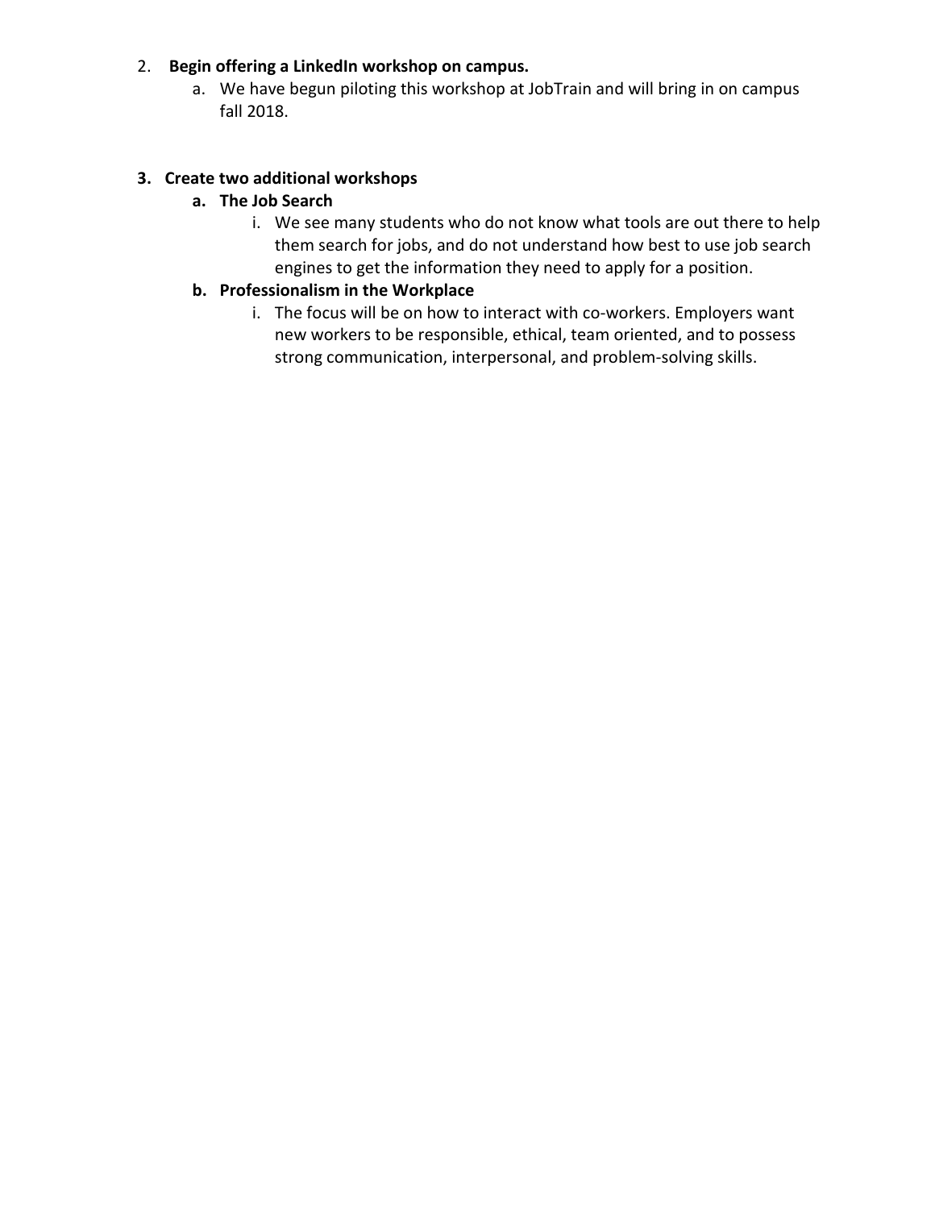2. **Begin offering a LinkedIn workshop on campus.**
   a. We have begun piloting this workshop at JobTrain and will bring in on campus fall 2018.

3. **Create two additional workshops**
   a. **The Job Search**
      i. We see many students who do not know what tools are out there to help them search for jobs, and do not understand how best to use job search engines to get the information they need to apply for a position.
   b. **Professionalism in the Workplace**
      i. The focus will be on how to interact with co-workers. Employers want new workers to be responsible, ethical, team oriented, and to possess strong communication, interpersonal, and problem-solving skills.